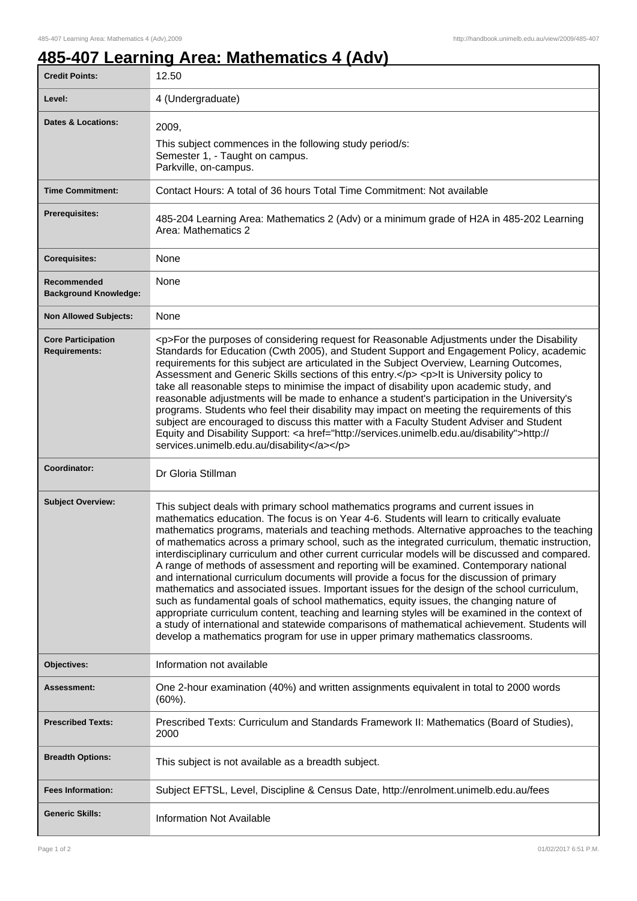# 485-407 Learning Area: Mathematics 4 (Adv)

| | |
|---|---|
| **Credit Points:** | 12.50 |
| **Level:** | 4 (Undergraduate) |
| **Dates & Locations:** | 2009,<br>This subject commences in the following study period/s:<br>Semester 1, - Taught on campus.<br>Parkville, on-campus. |
| **Time Commitment:** | Contact Hours: A total of 36 hours Total Time Commitment: Not available |
| **Prerequisites:** | 485-204 Learning Area: Mathematics 2 (Adv) or a minimum grade of H2A in 485-202 Learning Area: Mathematics 2 |
| **Corequisites:** | None |
| **Recommended Background Knowledge:** | None |
| **Non Allowed Subjects:** | None |
| **Core Participation Requirements:** | <p>For the purposes of considering request for Reasonable Adjustments under the Disability Standards for Education (Cwth 2005), and Student Support and Engagement Policy, academic requirements for this subject are articulated in the Subject Overview, Learning Outcomes, Assessment and Generic Skills sections of this entry.</p> <p>It is University policy to take all reasonable steps to minimise the impact of disability upon academic study, and reasonable adjustments will be made to enhance a student's participation in the University's programs. Students who feel their disability may impact on meeting the requirements of this subject are encouraged to discuss this matter with a Faculty Student Adviser and Student Equity and Disability Support: <a href="http://services.unimelb.edu.au/disability">http://services.unimelb.edu.au/disability</a></p> |
| **Coordinator:** | Dr Gloria Stillman |
| **Subject Overview:** | This subject deals with primary school mathematics programs and current issues in mathematics education. The focus is on Year 4-6. Students will learn to critically evaluate mathematics programs, materials and teaching methods. Alternative approaches to the teaching of mathematics across a primary school, such as the integrated curriculum, thematic instruction, interdisciplinary curriculum and other current curricular models will be discussed and compared. A range of methods of assessment and reporting will be examined. Contemporary national and international curriculum documents will provide a focus for the discussion of primary mathematics and associated issues. Important issues for the design of the school curriculum, such as fundamental goals of school mathematics, equity issues, the changing nature of appropriate curriculum content, teaching and learning styles will be examined in the context of a study of international and statewide comparisons of mathematical achievement. Students will develop a mathematics program for use in upper primary mathematics classrooms. |
| **Objectives:** | Information not available |
| **Assessment:** | One 2-hour examination (40%) and written assignments equivalent in total to 2000 words (60%). |
| **Prescribed Texts:** | Prescribed Texts: Curriculum and Standards Framework II: Mathematics (Board of Studies), 2000 |
| **Breadth Options:** | This subject is not available as a breadth subject. |
| **Fees Information:** | Subject EFTSL, Level, Discipline & Census Date, http://enrolment.unimelb.edu.au/fees |
| **Generic Skills:** | Information Not Available |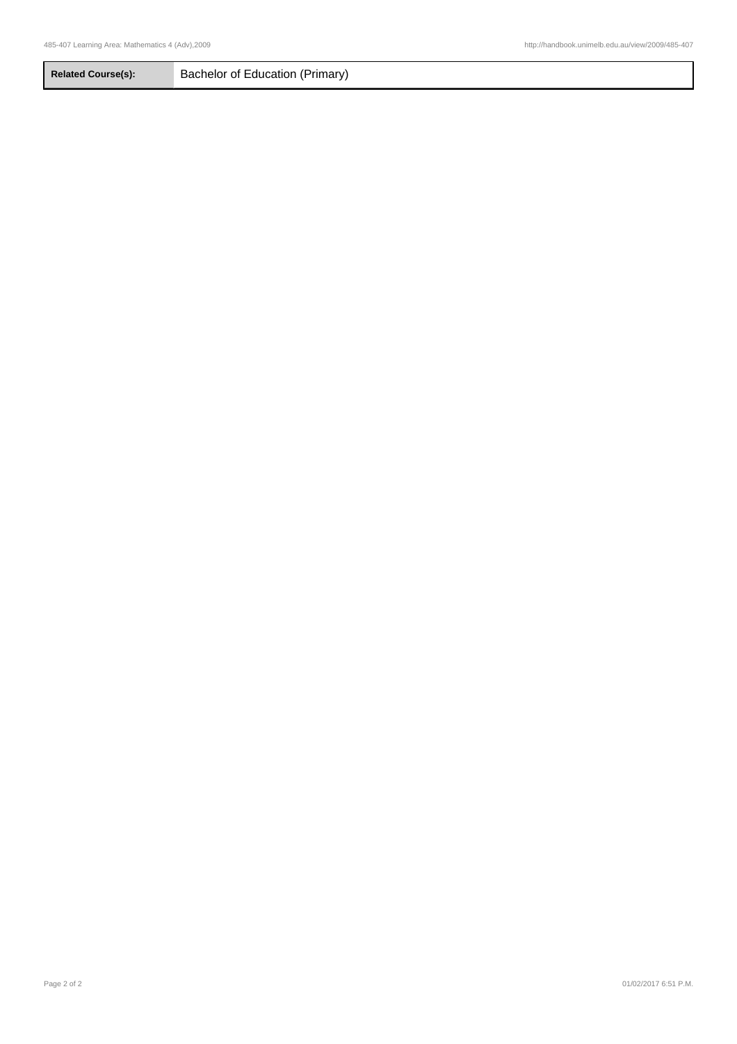| | |
|---|---|
| **Related Course(s):** | Bachelor of Education (Primary) |